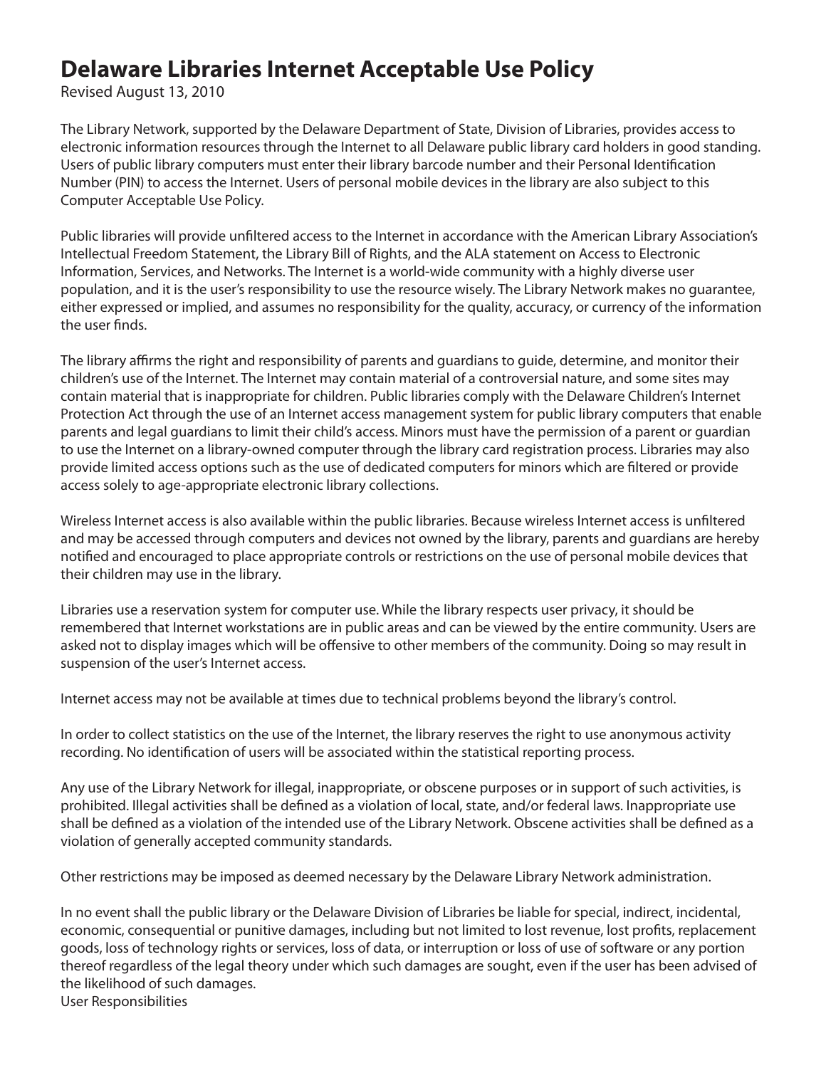# Delaware Libraries Internet Acceptable Use Policy

Revised August 13, 2010

The Library Network, supported by the Delaware Department of State, Division of Libraries, provides access to electronic information resources through the Internet to all Delaware public library card holders in good standing. Users of public library computers must enter their library barcode number and their Personal Identification Number (PIN) to access the Internet. Users of personal mobile devices in the library are also subject to this Computer Acceptable Use Policy.

Public libraries will provide unfiltered access to the Internet in accordance with the American Library Association's Intellectual Freedom Statement, the Library Bill of Rights, and the ALA statement on Access to Electronic Information, Services, and Networks. The Internet is a world-wide community with a highly diverse user population, and it is the user's responsibility to use the resource wisely. The Library Network makes no guarantee, either expressed or implied, and assumes no responsibility for the quality, accuracy, or currency of the information the user finds.

The library affirms the right and responsibility of parents and guardians to guide, determine, and monitor their children's use of the Internet. The Internet may contain material of a controversial nature, and some sites may contain material that is inappropriate for children. Public libraries comply with the Delaware Children's Internet Protection Act through the use of an Internet access management system for public library computers that enable parents and legal guardians to limit their child's access. Minors must have the permission of a parent or guardian to use the Internet on a library-owned computer through the library card registration process. Libraries may also provide limited access options such as the use of dedicated computers for minors which are filtered or provide access solely to age-appropriate electronic library collections.

Wireless Internet access is also available within the public libraries. Because wireless Internet access is unfiltered and may be accessed through computers and devices not owned by the library, parents and guardians are hereby notified and encouraged to place appropriate controls or restrictions on the use of personal mobile devices that their children may use in the library.

Libraries use a reservation system for computer use. While the library respects user privacy, it should be remembered that Internet workstations are in public areas and can be viewed by the entire community. Users are asked not to display images which will be offensive to other members of the community. Doing so may result in suspension of the user's Internet access.

Internet access may not be available at times due to technical problems beyond the library's control.

In order to collect statistics on the use of the Internet, the library reserves the right to use anonymous activity recording. No identification of users will be associated within the statistical reporting process.

Any use of the Library Network for illegal, inappropriate, or obscene purposes or in support of such activities, is prohibited. Illegal activities shall be defined as a violation of local, state, and/or federal laws. Inappropriate use shall be defined as a violation of the intended use of the Library Network. Obscene activities shall be defined as a violation of generally accepted community standards.

Other restrictions may be imposed as deemed necessary by the Delaware Library Network administration.

In no event shall the public library or the Delaware Division of Libraries be liable for special, indirect, incidental, economic, consequential or punitive damages, including but not limited to lost revenue, lost profits, replacement goods, loss of technology rights or services, loss of data, or interruption or loss of use of software or any portion thereof regardless of the legal theory under which such damages are sought, even if the user has been advised of the likelihood of such damages.

User Responsibilities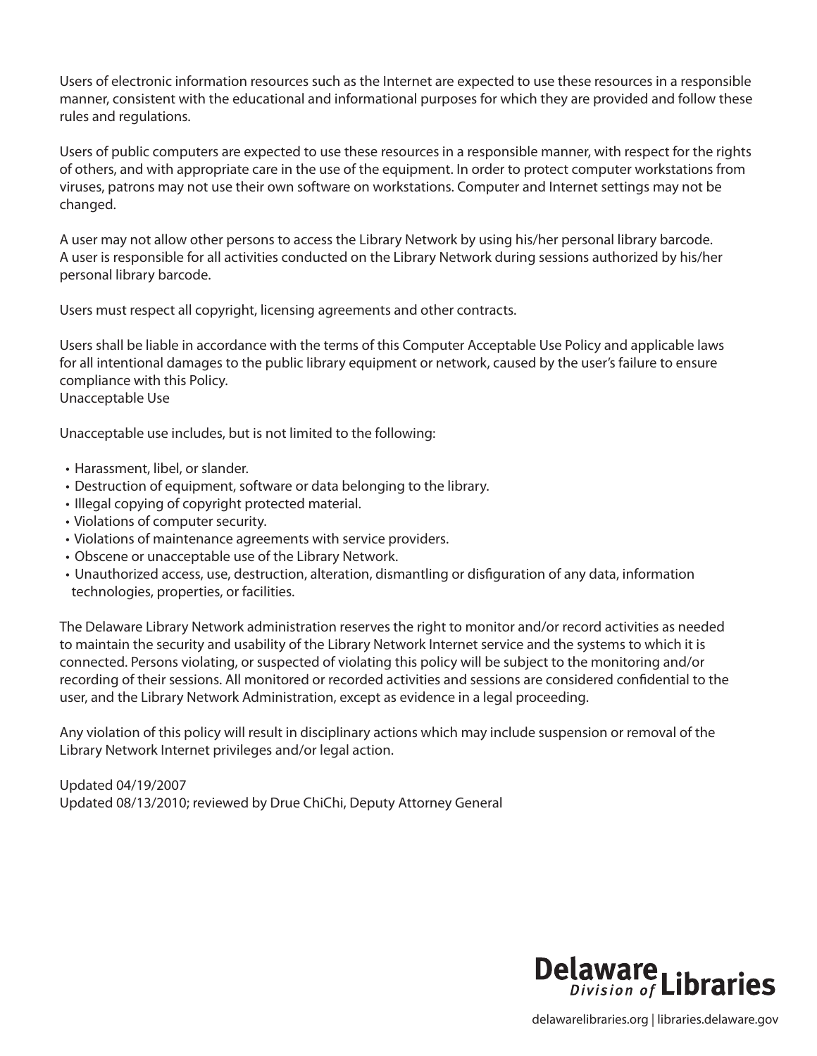Users of electronic information resources such as the Internet are expected to use these resources in a responsible manner, consistent with the educational and informational purposes for which they are provided and follow these rules and regulations.

Users of public computers are expected to use these resources in a responsible manner, with respect for the rights of others, and with appropriate care in the use of the equipment. In order to protect computer workstations from viruses, patrons may not use their own software on workstations. Computer and Internet settings may not be changed.

A user may not allow other persons to access the Library Network by using his/her personal library barcode. A user is responsible for all activities conducted on the Library Network during sessions authorized by his/her personal library barcode.

Users must respect all copyright, licensing agreements and other contracts.

Users shall be liable in accordance with the terms of this Computer Acceptable Use Policy and applicable laws for all intentional damages to the public library equipment or network, caused by the user's failure to ensure compliance with this Policy.

Unacceptable Use

Unacceptable use includes, but is not limited to the following:

- Harassment, libel, or slander.
- Destruction of equipment, software or data belonging to the library.
- Illegal copying of copyright protected material.
- Violations of computer security.
- Violations of maintenance agreements with service providers.
- Obscene or unacceptable use of the Library Network.
- Unauthorized access, use, destruction, alteration, dismantling or disfiguration of any data, information technologies, properties, or facilities.

The Delaware Library Network administration reserves the right to monitor and/or record activities as needed to maintain the security and usability of the Library Network Internet service and the systems to which it is connected. Persons violating, or suspected of violating this policy will be subject to the monitoring and/or recording of their sessions. All monitored or recorded activities and sessions are considered confidential to the user, and the Library Network Administration, except as evidence in a legal proceeding.

Any violation of this policy will result in disciplinary actions which may include suspension or removal of the Library Network Internet privileges and/or legal action.

Updated 04/19/2007
Updated 08/13/2010; reviewed by Drue ChiChi, Deputy Attorney General

Delaware Division of Libraries

delawarelibraries.org | libraries.delaware.gov